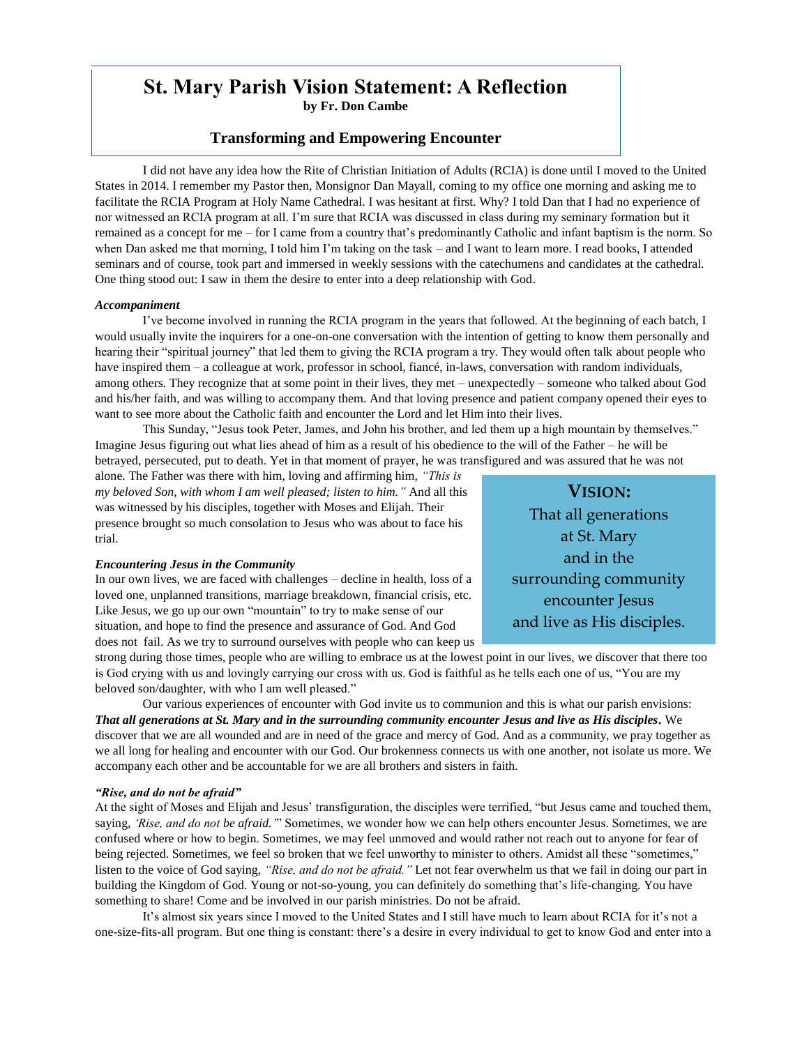# St. Mary Parish Vision Statement: A Reflection

**by Fr. Don Cambe**

## Transforming and Empowering Encounter

I did not have any idea how the Rite of Christian Initiation of Adults (RCIA) is done until I moved to the United States in 2014. I remember my Pastor then, Monsignor Dan Mayall, coming to my office one morning and asking me to facilitate the RCIA Program at Holy Name Cathedral. I was hesitant at first. Why? I told Dan that I had no experience of nor witnessed an RCIA program at all. I'm sure that RCIA was discussed in class during my seminary formation but it remained as a concept for me – for I came from a country that's predominantly Catholic and infant baptism is the norm. So when Dan asked me that morning, I told him I'm taking on the task – and I want to learn more. I read books, I attended seminars and of course, took part and immersed in weekly sessions with the catechumens and candidates at the cathedral. One thing stood out: I saw in them the desire to enter into a deep relationship with God.

***Accompaniment***

I've become involved in running the RCIA program in the years that followed. At the beginning of each batch, I would usually invite the inquirers for a one-on-one conversation with the intention of getting to know them personally and hearing their "spiritual journey" that led them to giving the RCIA program a try. They would often talk about people who have inspired them – a colleague at work, professor in school, fiancé, in-laws, conversation with random individuals, among others. They recognize that at some point in their lives, they met – unexpectedly – someone who talked about God and his/her faith, and was willing to accompany them. And that loving presence and patient company opened their eyes to want to see more about the Catholic faith and encounter the Lord and let Him into their lives.

This Sunday, "Jesus took Peter, James, and John his brother, and led them up a high mountain by themselves." Imagine Jesus figuring out what lies ahead of him as a result of his obedience to the will of the Father – he will be betrayed, persecuted, put to death. Yet in that moment of prayer, he was transfigured and was assured that he was not alone. The Father was there with him, loving and affirming him, *"This is my beloved Son, with whom I am well pleased; listen to him."* And all this was witnessed by his disciples, together with Moses and Elijah. Their presence brought so much consolation to Jesus who was about to face his trial.

**VISION:**
That all generations at St. Mary and in the surrounding community encounter Jesus and live as His disciples.

***Encountering Jesus in the Community***

In our own lives, we are faced with challenges – decline in health, loss of a loved one, unplanned transitions, marriage breakdown, financial crisis, etc. Like Jesus, we go up our own "mountain" to try to make sense of our situation, and hope to find the presence and assurance of God. And God does not fail. As we try to surround ourselves with people who can keep us strong during those times, people who are willing to embrace us at the lowest point in our lives, we discover that there too is God crying with us and lovingly carrying our cross with us. God is faithful as he tells each one of us, "You are my beloved son/daughter, with who I am well pleased."

Our various experiences of encounter with God invite us to communion and this is what our parish envisions: ***That all generations at St. Mary and in the surrounding community encounter Jesus and live as His disciples***. We discover that we are all wounded and are in need of the grace and mercy of God. And as a community, we pray together as we all long for healing and encounter with our God. Our brokenness connects us with one another, not isolate us more. We accompany each other and be accountable for we are all brothers and sisters in faith.

***"Rise, and do not be afraid"***

At the sight of Moses and Elijah and Jesus' transfiguration, the disciples were terrified, "but Jesus came and touched them, saying, *'Rise, and do not be afraid.'*" Sometimes, we wonder how we can help others encounter Jesus. Sometimes, we are confused where or how to begin. Sometimes, we may feel unmoved and would rather not reach out to anyone for fear of being rejected. Sometimes, we feel so broken that we feel unworthy to minister to others. Amidst all these "sometimes," listen to the voice of God saying, *"Rise, and do not be afraid."* Let not fear overwhelm us that we fail in doing our part in building the Kingdom of God. Young or not-so-young, you can definitely do something that's life-changing. You have something to share! Come and be involved in our parish ministries. Do not be afraid.

It's almost six years since I moved to the United States and I still have much to learn about RCIA for it's not a one-size-fits-all program. But one thing is constant: there's a desire in every individual to get to know God and enter into a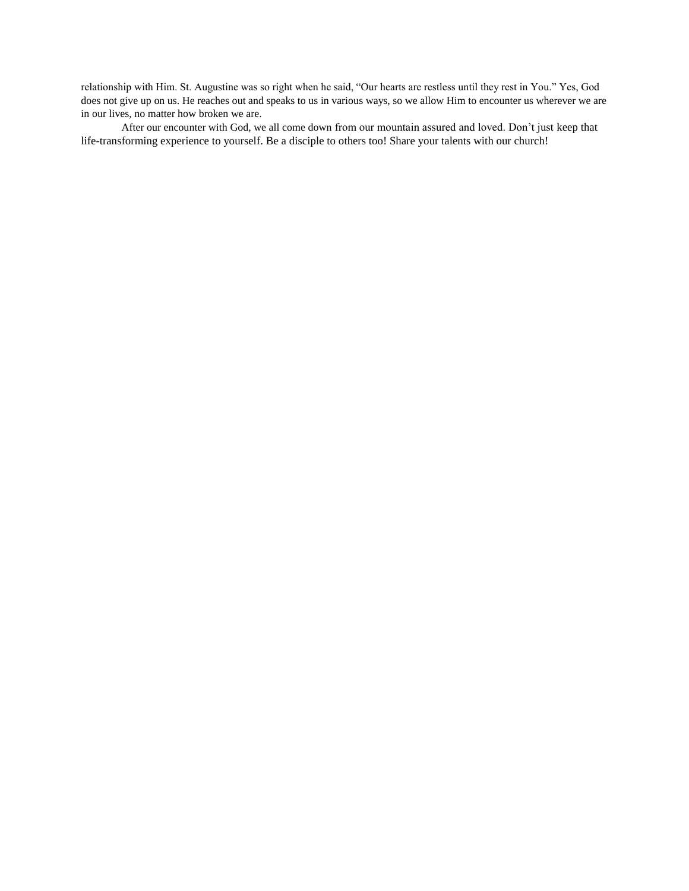relationship with Him. St. Augustine was so right when he said, "Our hearts are restless until they rest in You." Yes, God does not give up on us. He reaches out and speaks to us in various ways, so we allow Him to encounter us wherever we are in our lives, no matter how broken we are.

After our encounter with God, we all come down from our mountain assured and loved. Don't just keep that life-transforming experience to yourself. Be a disciple to others too! Share your talents with our church!